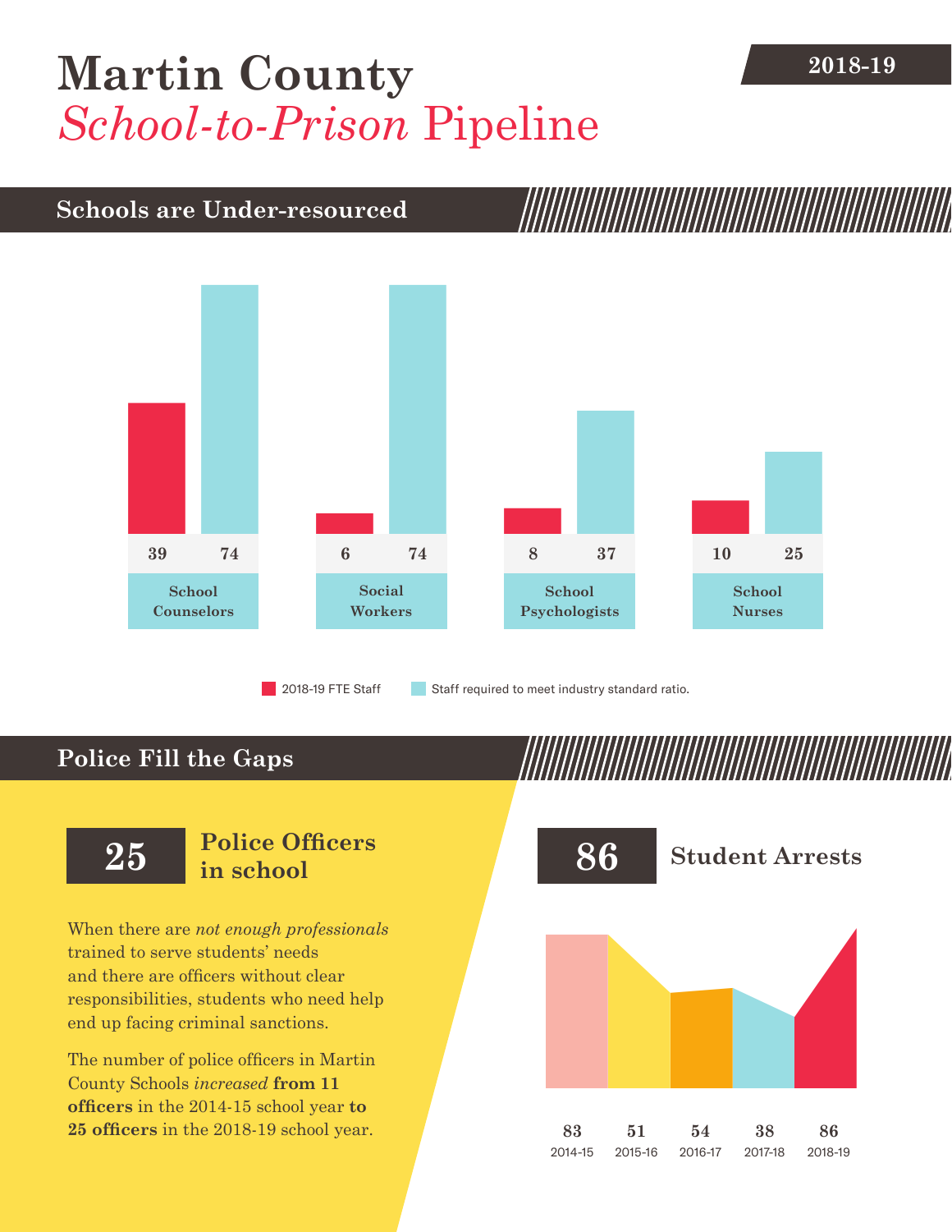# Martin County *School-to-Prison* Pipeline

**2018-19**

## Schools are Under-resourced

| | 2018-19 FTE Staff | Staff required to meet industry standard ratio. |
|---|---|---|
| School Counselors | 39 | 74 |
| Social Workers | 6 | 74 |
| School Psychologists | 8 | 37 |
| School Nurses | 10 | 25 |

## Police Fill the Gaps

### 25 Police Officers in school

When there are *not enough professionals* trained to serve students' needs and there are officers without clear responsibilities, students who need help end up facing criminal sanctions.

The number of police officers in Martin County Schools *increased* **from 11 officers** in the 2014-15 school year **to 25 officers** in the 2018-19 school year.

### 86 Student Arrests

| 2014-15 | 2015-16 | 2016-17 | 2017-18 | 2018-19 |
|---|---|---|---|---|
| 83 | 51 | 54 | 38 | 86 |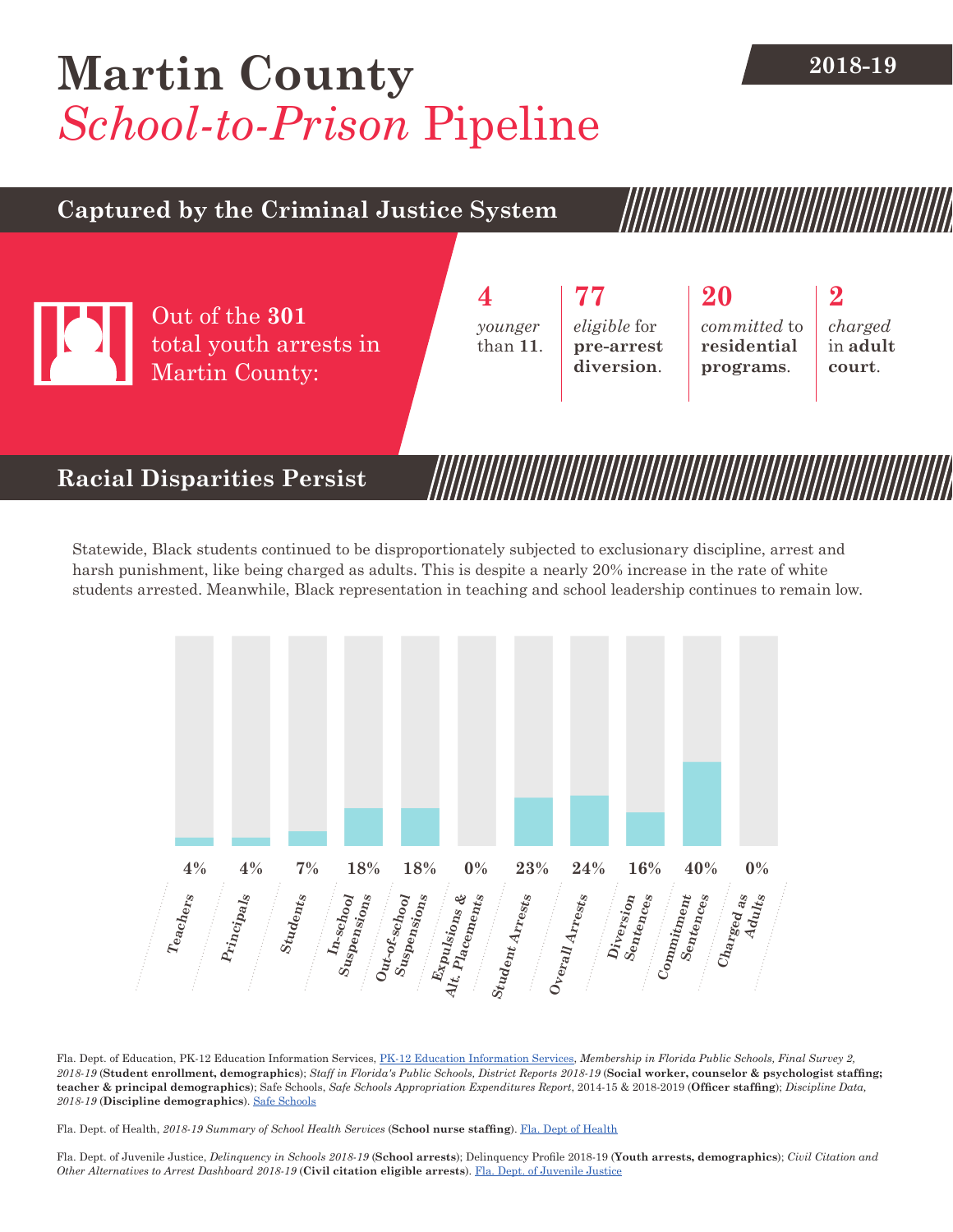# Martin County *School-to-Prison* Pipeline

2018-19

## Captured by the Criminal Justice System

Out of the **301** total youth arrests in Martin County:

**4** *younger* than **11**.

**77** *eligible* for **pre-arrest diversion**.

**20** *committed* to **residential programs**.

**2** *charged* in **adult court**.

## Racial Disparities Persist

Statewide, Black students continued to be disproportionately subjected to exclusionary discipline, arrest and harsh punishment, like being charged as adults. This is despite a nearly 20% increase in the rate of white students arrested. Meanwhile, Black representation in teaching and school leadership continues to remain low.

4% Teachers
4% Principals
7% Students
18% In-school Suspensions
18% Out-of-school Suspensions
0% Expulsions & Alt. Placements
23% Student Arrests
24% Overall Arrests
16% Diversion Sentences
40% Commitment Sentences
0% Charged as Adults

Fla. Dept. of Education, PK-12 Education Information Services, PK-12 Education Information Services, *Membership in Florida Public Schools, Final Survey 2, 2018-19* (**Student enrollment, demographics**); *Staff in Florida's Public Schools, District Reports 2018-19* (**Social worker, counselor & psychologist staffing; teacher & principal demographics**); Safe Schools, *Safe Schools Appropriation Expenditures Report*, 2014-15 & 2018-2019 (**Officer staffing**); *Discipline Data, 2018-19* (**Discipline demographics**). Safe Schools

Fla. Dept. of Health, *2018-19 Summary of School Health Services* (**School nurse staffing**). Fla. Dept of Health

Fla. Dept. of Juvenile Justice, *Delinquency in Schools 2018-19* (**School arrests**); Delinquency Profile 2018-19 (**Youth arrests, demographics**); *Civil Citation and Other Alternatives to Arrest Dashboard 2018-19* (**Civil citation eligible arrests**). Fla. Dept. of Juvenile Justice